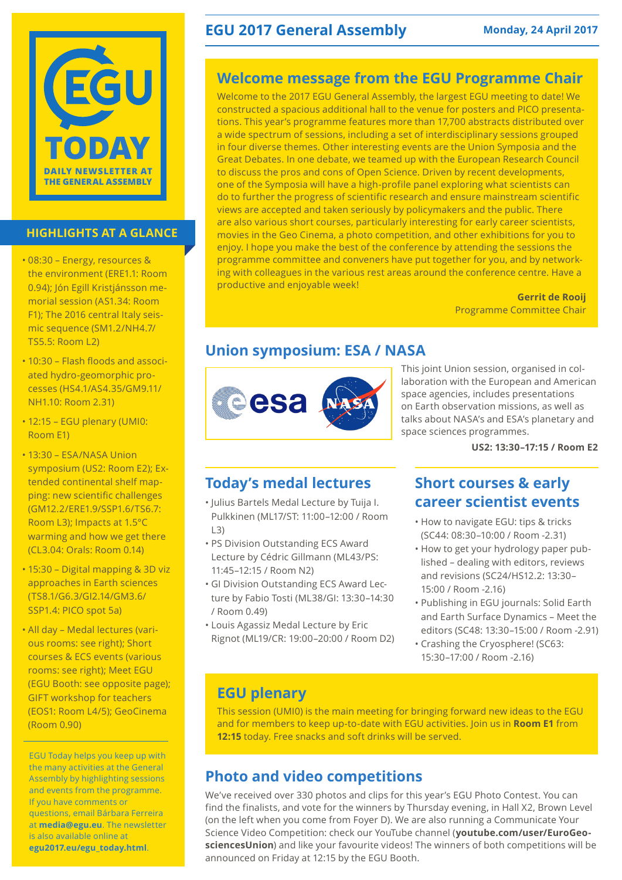# EGU TODAY

DAILY NEWSLETTER AT THE GENERAL ASSEMBLY

## EGU 2017 General Assembly

Monday, 24 April 2017

## HIGHLIGHTS AT A GLANCE

- 08:30 – Energy, resources & the environment (ERE1.1: Room 0.94); Jón Egill Kristjánsson memorial session (AS1.34: Room F1); The 2016 central Italy seismic sequence (SM1.2/NH4.7/TS5.5: Room L2)
- 10:30 – Flash floods and associated hydro-geomorphic processes (HS4.1/AS4.35/GM9.11/NH1.10: Room 2.31)
- 12:15 – EGU plenary (UMI0: Room E1)
- 13:30 – ESA/NASA Union symposium (US2: Room E2); Extended continental shelf mapping: new scientific challenges (GM12.2/ERE1.9/SSP1.6/TS6.7: Room L3); Impacts at 1.5°C warming and how we get there (CL3.04: Orals: Room 0.14)
- 15:30 – Digital mapping & 3D viz approaches in Earth sciences (TS8.1/G6.3/GI2.14/GM3.6/SSP1.4: PICO spot 5a)
- All day – Medal lectures (various rooms: see right); Short courses & ECS events (various rooms: see right); Meet EGU (EGU Booth: see opposite page); GIFT workshop for teachers (EOS1: Room L4/5); GeoCinema (Room 0.90)

EGU Today helps you keep up with the many activities at the General Assembly by highlighting sessions and events from the programme. If you have comments or questions, email Bárbara Ferreira at **media@egu.eu**. The newsletter is also available online at **egu2017.eu/egu_today.html**.

## Welcome message from the EGU Programme Chair

Welcome to the 2017 EGU General Assembly, the largest EGU meeting to date! We constructed a spacious additional hall to the venue for posters and PICO presentations. This year's programme features more than 17,700 abstracts distributed over a wide spectrum of sessions, including a set of interdisciplinary sessions grouped in four diverse themes. Other interesting events are the Union Symposia and the Great Debates. In one debate, we teamed up with the European Research Council to discuss the pros and cons of Open Science. Driven by recent developments, one of the Symposia will have a high-profile panel exploring what scientists can do to further the progress of scientific research and ensure mainstream scientific views are accepted and taken seriously by policymakers and the public. There are also various short courses, particularly interesting for early career scientists, movies in the Geo Cinema, a photo competition, and other exhibitions for you to enjoy. I hope you make the best of the conference by attending the sessions the programme committee and conveners have put together for you, and by networking with colleagues in the various rest areas around the conference centre. Have a productive and enjoyable week!

**Gerrit de Rooij**
Programme Committee Chair

## Union symposium: ESA / NASA

This joint Union session, organised in collaboration with the European and American space agencies, includes presentations on Earth observation missions, as well as talks about NASA's and ESA's planetary and space sciences programmes.

**US2: 13:30–17:15 / Room E2**

## Today's medal lectures

- Julius Bartels Medal Lecture by Tuija I. Pulkkinen (ML17/ST: 11:00–12:00 / Room L3)
- PS Division Outstanding ECS Award Lecture by Cédric Gillmann (ML43/PS: 11:45–12:15 / Room N2)
- GI Division Outstanding ECS Award Lecture by Fabio Tosti (ML38/GI: 13:30–14:30 / Room 0.49)
- Louis Agassiz Medal Lecture by Eric Rignot (ML19/CR: 19:00–20:00 / Room D2)

## Short courses & early career scientist events

- How to navigate EGU: tips & tricks (SC44: 08:30–10:00 / Room -2.31)
- How to get your hydrology paper published – dealing with editors, reviews and revisions (SC24/HS12.2: 13:30–15:00 / Room -2.16)
- Publishing in EGU journals: Solid Earth and Earth Surface Dynamics – Meet the editors (SC48: 13:30–15:00 / Room -2.91)
- Crashing the Cryosphere! (SC63: 15:30–17:00 / Room -2.16)

## EGU plenary

This session (UMI0) is the main meeting for bringing forward new ideas to the EGU and for members to keep up-to-date with EGU activities. Join us in **Room E1** from **12:15** today. Free snacks and soft drinks will be served.

## Photo and video competitions

We've received over 330 photos and clips for this year's EGU Photo Contest. You can find the finalists, and vote for the winners by Thursday evening, in Hall X2, Brown Level (on the left when you come from Foyer D). We are also running a Communicate Your Science Video Competition: check our YouTube channel (**youtube.com/user/EuroGeosciencesUnion**) and like your favourite videos! The winners of both competitions will be announced on Friday at 12:15 by the EGU Booth.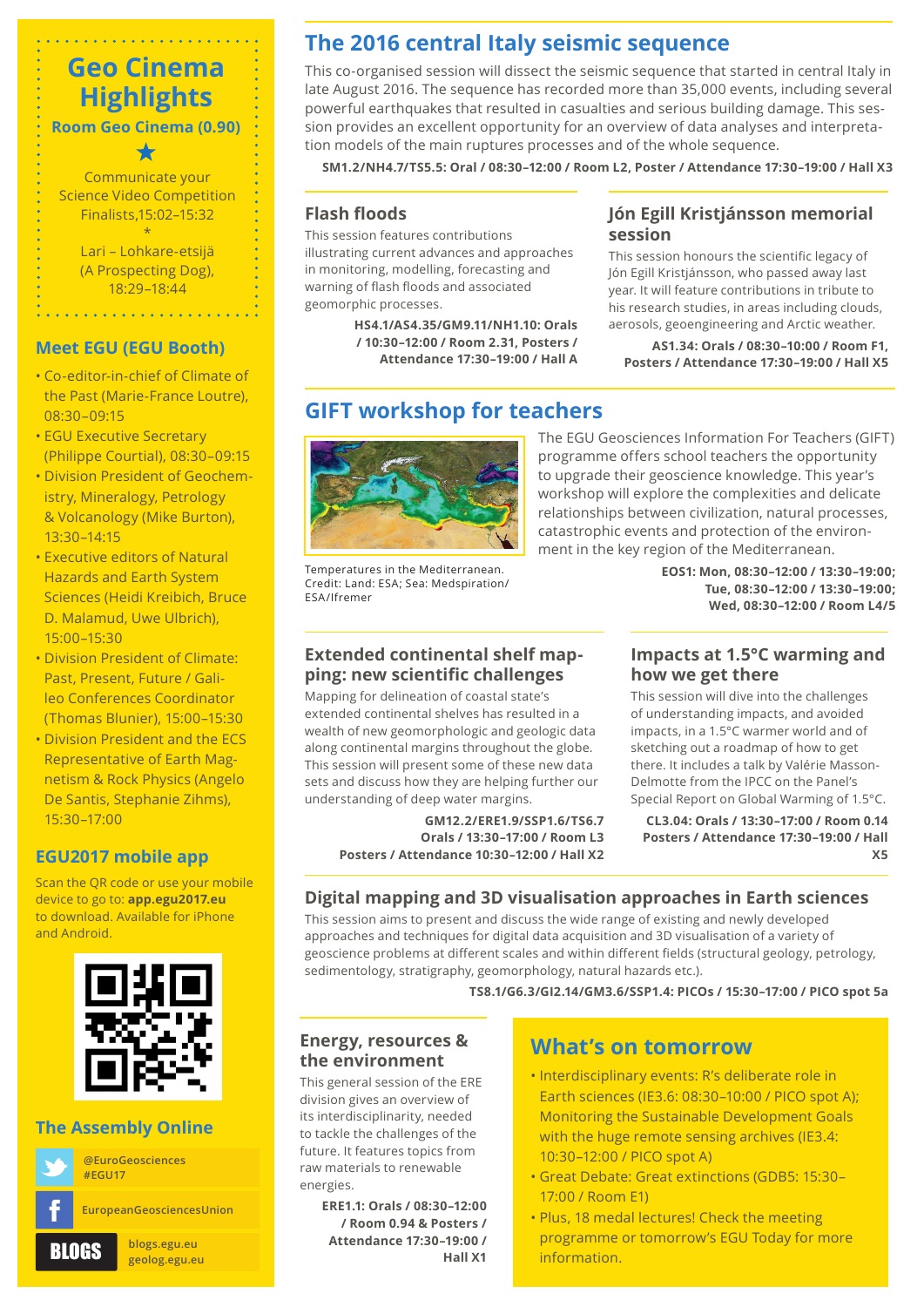## Geo Cinema Highlights

**Room Geo Cinema (0.90)**

★

Communicate your Science Video Competition Finalists,15:02–15:32

*

Lari – Lohkare-etsijä (A Prospecting Dog), 18:29–18:44

## Meet EGU (EGU Booth)

- Co-editor-in-chief of Climate of the Past (Marie-France Loutre), 08:30–09:15
- EGU Executive Secretary (Philippe Courtial), 08:30–09:15
- Division President of Geochemistry, Mineralogy, Petrology & Volcanology (Mike Burton), 13:30–14:15
- Executive editors of Natural Hazards and Earth System Sciences (Heidi Kreibich, Bruce D. Malamud, Uwe Ulbrich), 15:00–15:30
- Division President of Climate: Past, Present, Future / Galileo Conferences Coordinator (Thomas Blunier), 15:00–15:30
- Division President and the ECS Representative of Earth Magnetism & Rock Physics (Angelo De Santis, Stephanie Zihms), 15:30–17:00

## EGU2017 mobile app

Scan the QR code or use your mobile device to go to: **app.egu2017.eu** to download. Available for iPhone and Android.

## The Assembly Online

@EuroGeosciences #EGU17

EuropeanGeosciencesUnion

BLOGS blogs.egu.eu geolog.egu.eu

## The 2016 central Italy seismic sequence

This co-organised session will dissect the seismic sequence that started in central Italy in late August 2016. The sequence has recorded more than 35,000 events, including several powerful earthquakes that resulted in casualties and serious building damage. This session provides an excellent opportunity for an overview of data analyses and interpretation models of the main ruptures processes and of the whole sequence.

**SM1.2/NH4.7/TS5.5: Oral / 08:30–12:00 / Room L2, Poster / Attendance 17:30–19:00 / Hall X3**

### Flash floods

This session features contributions illustrating current advances and approaches in monitoring, modelling, forecasting and warning of flash floods and associated geomorphic processes.

**HS4.1/AS4.35/GM9.11/NH1.10: Orals / 10:30–12:00 / Room 2.31, Posters / Attendance 17:30–19:00 / Hall A**

### Jón Egill Kristjánsson memorial session

This session honours the scientific legacy of Jón Egill Kristjánsson, who passed away last year. It will feature contributions in tribute to his research studies, in areas including clouds, aerosols, geoengineering and Arctic weather.

**AS1.34: Orals / 08:30–10:00 / Room F1, Posters / Attendance 17:30–19:00 / Hall X5**

## GIFT workshop for teachers

Temperatures in the Mediterranean. Credit: Land: ESA; Sea: Medspiration/ ESA/Ifremer

The EGU Geosciences Information For Teachers (GIFT) programme offers school teachers the opportunity to upgrade their geoscience knowledge. This year's workshop will explore the complexities and delicate relationships between civilization, natural processes, catastrophic events and protection of the environment in the key region of the Mediterranean.

**EOS1: Mon, 08:30–12:00 / 13:30–19:00; Tue, 08:30–12:00 / 13:30–19:00; Wed, 08:30–12:00 / Room L4/5**

### Extended continental shelf mapping: new scientific challenges

Mapping for delineation of coastal state's extended continental shelves has resulted in a wealth of new geomorphologic and geologic data along continental margins throughout the globe. This session will present some of these new data sets and discuss how they are helping further our understanding of deep water margins.

**GM12.2/ERE1.9/SSP1.6/TS6.7 Orals / 13:30–17:00 / Room L3 Posters / Attendance 10:30–12:00 / Hall X2**

### Impacts at 1.5°C warming and how we get there

This session will dive into the challenges of understanding impacts, and avoided impacts, in a 1.5°C warmer world and of sketching out a roadmap of how to get there. It includes a talk by Valérie Masson-Delmotte from the IPCC on the Panel's Special Report on Global Warming of 1.5°C.

**CL3.04: Orals / 13:30–17:00 / Room 0.14 Posters / Attendance 17:30–19:00 / Hall X5**

### Digital mapping and 3D visualisation approaches in Earth sciences

This session aims to present and discuss the wide range of existing and newly developed approaches and techniques for digital data acquisition and 3D visualisation of a variety of geoscience problems at different scales and within different fields (structural geology, petrology, sedimentology, stratigraphy, geomorphology, natural hazards etc.).

**TS8.1/G6.3/GI2.14/GM3.6/SSP1.4: PICOs / 15:30–17:00 / PICO spot 5a**

### Energy, resources & the environment

This general session of the ERE division gives an overview of its interdisciplinarity, needed to tackle the challenges of the future. It features topics from raw materials to renewable energies.

**ERE1.1: Orals / 08:30–12:00 / Room 0.94 & Posters / Attendance 17:30–19:00 / Hall X1**

## What's on tomorrow

- Interdisciplinary events: R's deliberate role in Earth sciences (IE3.6: 08:30–10:00 / PICO spot A); Monitoring the Sustainable Development Goals with the huge remote sensing archives (IE3.4: 10:30–12:00 / PICO spot A)
- Great Debate: Great extinctions (GDB5: 15:30–17:00 / Room E1)
- Plus, 18 medal lectures! Check the meeting programme or tomorrow's EGU Today for more information.